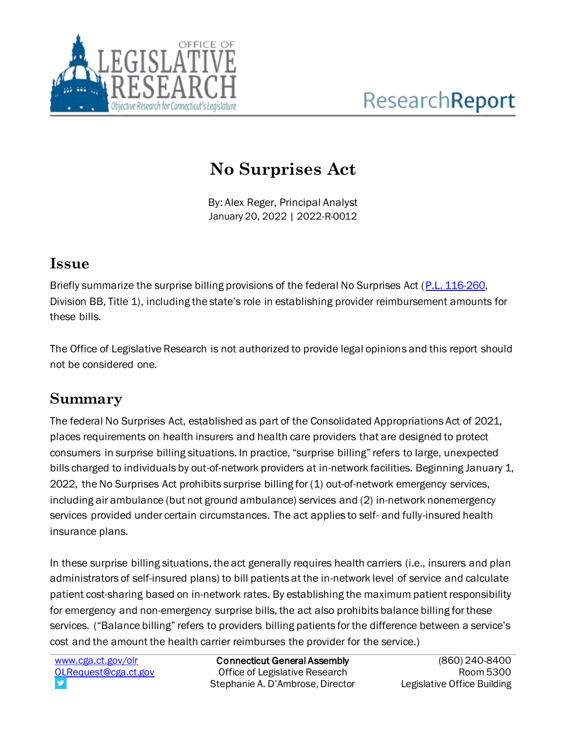# No Surprises Act

By: Alex Reger, Principal Analyst
January 20, 2022 | 2022-R-0012

## Issue

Briefly summarize the surprise billing provisions of the federal No Surprises Act (P.L. 116-260, Division BB, Title 1), including the state's role in establishing provider reimbursement amounts for these bills.

The Office of Legislative Research is not authorized to provide legal opinions and this report should not be considered one.

## Summary

The federal No Surprises Act, established as part of the Consolidated Appropriations Act of 2021, places requirements on health insurers and health care providers that are designed to protect consumers in surprise billing situations. In practice, "surprise billing" refers to large, unexpected bills charged to individuals by out-of-network providers at in-network facilities. Beginning January 1, 2022, the No Surprises Act prohibits surprise billing for (1) out-of-network emergency services, including air ambulance (but not ground ambulance) services and (2) in-network nonemergency services provided under certain circumstances. The act applies to self- and fully-insured health insurance plans.

In these surprise billing situations, the act generally requires health carriers (i.e., insurers and plan administrators of self-insured plans) to bill patients at the in-network level of service and calculate patient cost-sharing based on in-network rates. By establishing the maximum patient responsibility for emergency and non-emergency surprise bills, the act also prohibits balance billing for these services. ("Balance billing" refers to providers billing patients for the difference between a service's cost and the amount the health carrier reimburses the provider for the service.)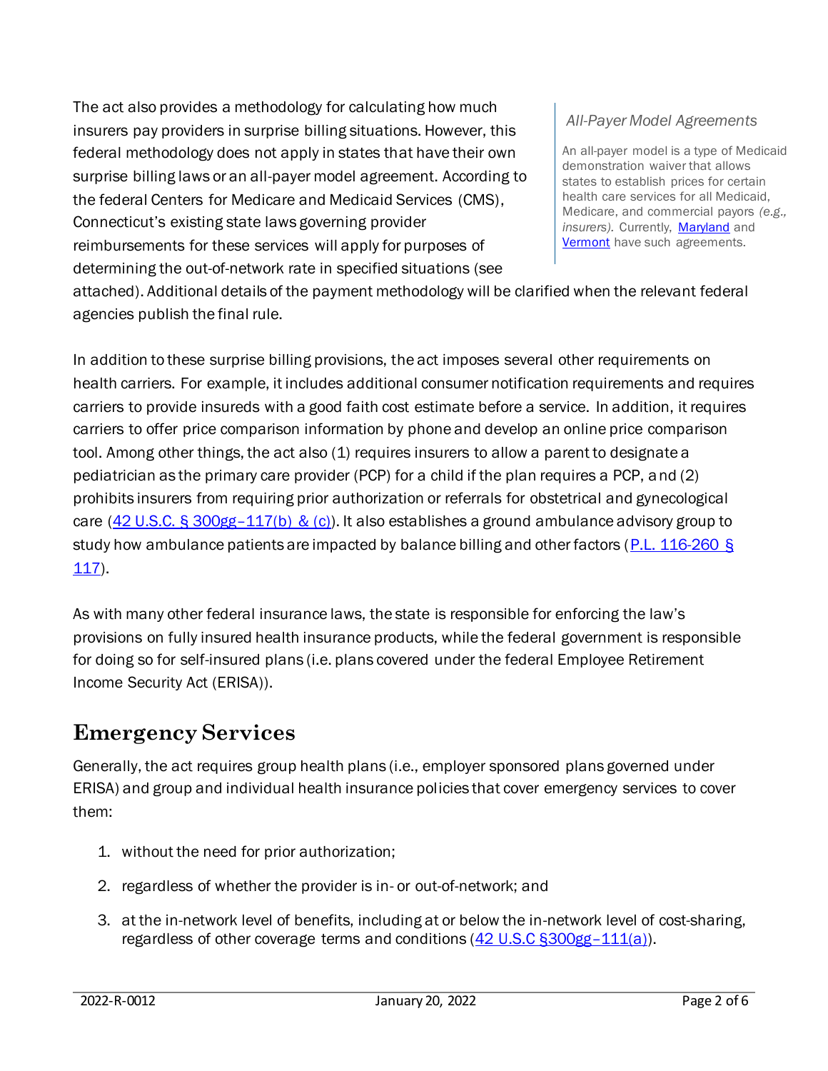The act also provides a methodology for calculating how much insurers pay providers in surprise billing situations. However, this federal methodology does not apply in states that have their own surprise billing laws or an all-payer model agreement. According to the federal Centers for Medicare and Medicaid Services (CMS), Connecticut's existing state laws governing provider reimbursements for these services will apply for purposes of determining the out-of-network rate in specified situations (see attached). Additional details of the payment methodology will be clarified when the relevant federal agencies publish the final rule.

> *All-Payer Model Agreements*
>
> An all-payer model is a type of Medicaid demonstration waiver that allows states to establish prices for certain health care services for all Medicaid, Medicare, and commercial payors *(e.g., insurers)*. Currently, Maryland and Vermont have such agreements.

In addition to these surprise billing provisions, the act imposes several other requirements on health carriers. For example, it includes additional consumer notification requirements and requires carriers to provide insureds with a good faith cost estimate before a service. In addition, it requires carriers to offer price comparison information by phone and develop an online price comparison tool. Among other things, the act also (1) requires insurers to allow a parent to designate a pediatrician as the primary care provider (PCP) for a child if the plan requires a PCP, and (2) prohibits insurers from requiring prior authorization or referrals for obstetrical and gynecological care (42 U.S.C. § 300gg–117(b) & (c)). It also establishes a ground ambulance advisory group to study how ambulance patients are impacted by balance billing and other factors (P.L. 116-260 § 117).

As with many other federal insurance laws, the state is responsible for enforcing the law's provisions on fully insured health insurance products, while the federal government is responsible for doing so for self-insured plans (i.e. plans covered under the federal Employee Retirement Income Security Act (ERISA)).

## Emergency Services

Generally, the act requires group health plans (i.e., employer sponsored plans governed under ERISA) and group and individual health insurance policies that cover emergency services to cover them:

1. without the need for prior authorization;
2. regardless of whether the provider is in- or out-of-network; and
3. at the in-network level of benefits, including at or below the in-network level of cost-sharing, regardless of other coverage terms and conditions (42 U.S.C §300gg–111(a)).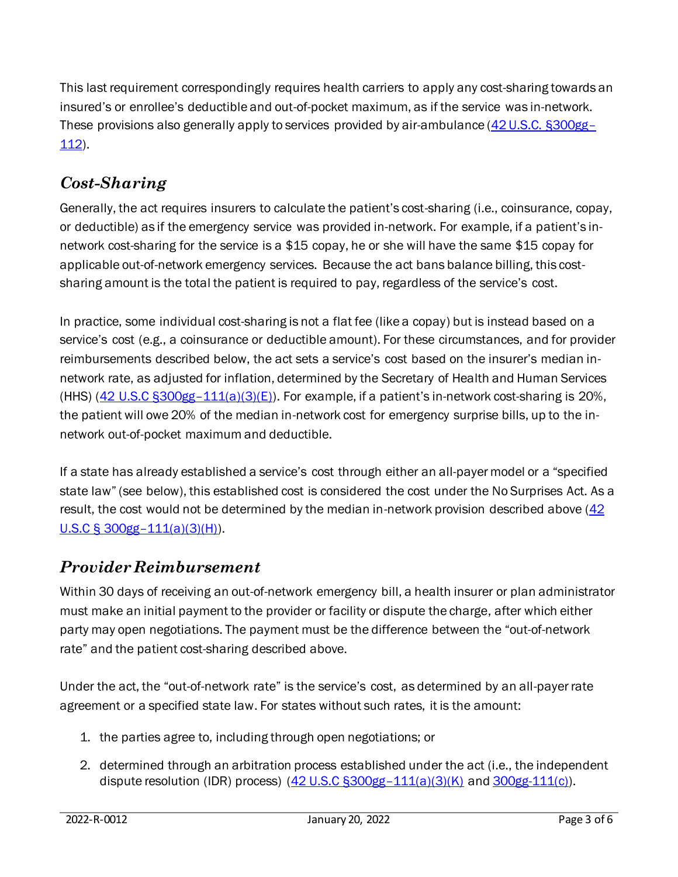This last requirement correspondingly requires health carriers to apply any cost-sharing towards an insured's or enrollee's deductible and out-of-pocket maximum, as if the service was in-network. These provisions also generally apply to services provided by air-ambulance ([42 U.S.C. §300gg–112](#)).

## *Cost-Sharing*

Generally, the act requires insurers to calculate the patient's cost-sharing (i.e., coinsurance, copay, or deductible) as if the emergency service was provided in-network. For example, if a patient's in-network cost-sharing for the service is a $15 copay, he or she will have the same $15 copay for applicable out-of-network emergency services. Because the act bans balance billing, this cost-sharing amount is the total the patient is required to pay, regardless of the service's cost.

In practice, some individual cost-sharing is not a flat fee (like a copay) but is instead based on a service's cost (e.g., a coinsurance or deductible amount). For these circumstances, and for provider reimbursements described below, the act sets a service's cost based on the insurer's median in-network rate, as adjusted for inflation, determined by the Secretary of Health and Human Services (HHS) ([42 U.S.C §300gg–111(a)(3)(E)](#)). For example, if a patient's in-network cost-sharing is 20%, the patient will owe 20% of the median in-network cost for emergency surprise bills, up to the in-network out-of-pocket maximum and deductible.

If a state has already established a service's cost through either an all-payer model or a "specified state law" (see below), this established cost is considered the cost under the No Surprises Act. As a result, the cost would not be determined by the median in-network provision described above ([42 U.S.C § 300gg–111(a)(3)(H)](#)).

## *Provider Reimbursement*

Within 30 days of receiving an out-of-network emergency bill, a health insurer or plan administrator must make an initial payment to the provider or facility or dispute the charge, after which either party may open negotiations. The payment must be the difference between the "out-of-network rate" and the patient cost-sharing described above.

Under the act, the "out-of-network rate" is the service's cost, as determined by an all-payer rate agreement or a specified state law. For states without such rates, it is the amount:

1. the parties agree to, including through open negotiations; or
2. determined through an arbitration process established under the act (i.e., the independent dispute resolution (IDR) process) ([42 U.S.C §300gg–111(a)(3)(K)](#) and [300gg-111(c)](#)).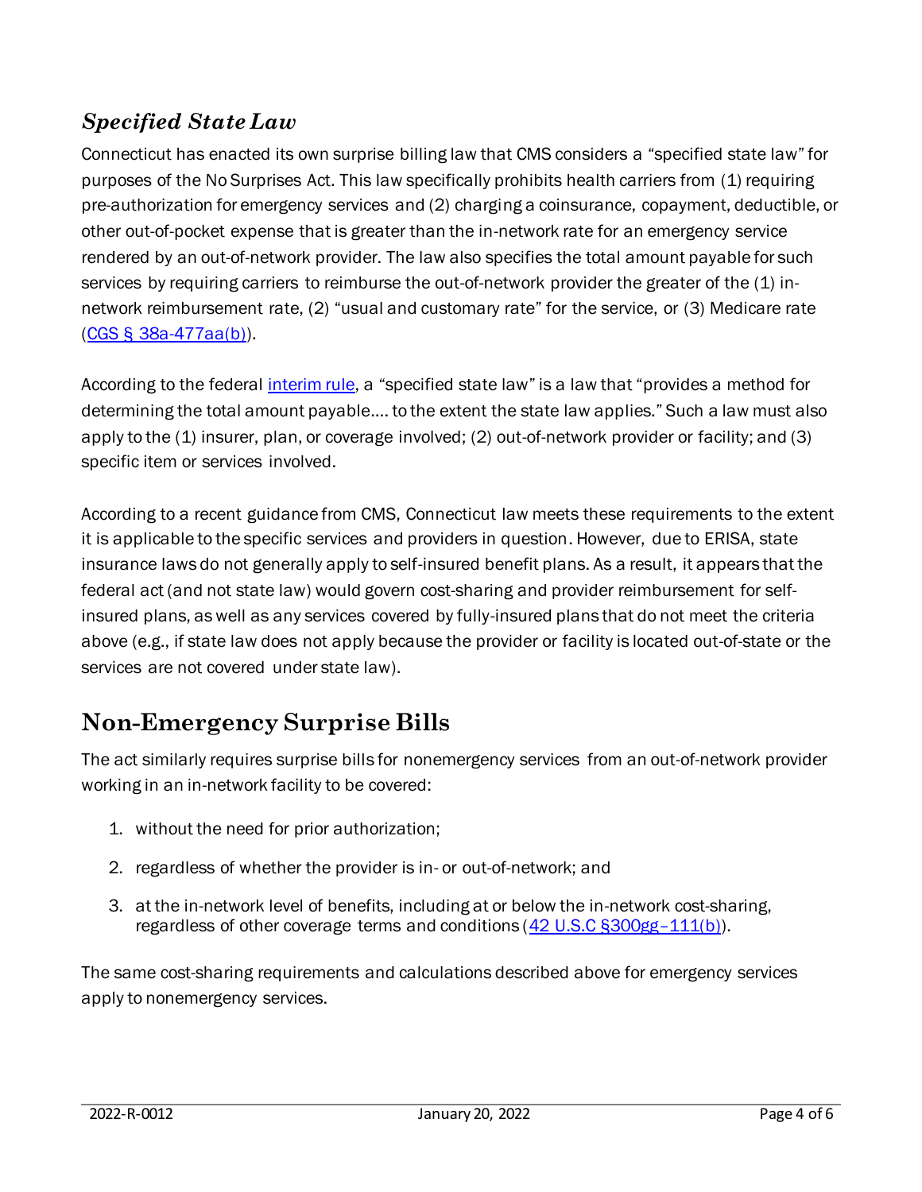### *Specified State Law*

Connecticut has enacted its own surprise billing law that CMS considers a "specified state law" for purposes of the No Surprises Act. This law specifically prohibits health carriers from (1) requiring pre-authorization for emergency services and (2) charging a coinsurance, copayment, deductible, or other out-of-pocket expense that is greater than the in-network rate for an emergency service rendered by an out-of-network provider. The law also specifies the total amount payable for such services by requiring carriers to reimburse the out-of-network provider the greater of the (1) in-network reimbursement rate, (2) "usual and customary rate" for the service, or (3) Medicare rate (CGS § 38a-477aa(b)).

According to the federal interim rule, a "specified state law" is a law that "provides a method for determining the total amount payable…. to the extent the state law applies." Such a law must also apply to the (1) insurer, plan, or coverage involved; (2) out-of-network provider or facility; and (3) specific item or services involved.

According to a recent guidance from CMS, Connecticut law meets these requirements to the extent it is applicable to the specific services and providers in question. However, due to ERISA, state insurance laws do not generally apply to self-insured benefit plans. As a result, it appears that the federal act (and not state law) would govern cost-sharing and provider reimbursement for self-insured plans, as well as any services covered by fully-insured plans that do not meet the criteria above (e.g., if state law does not apply because the provider or facility is located out-of-state or the services are not covered under state law).

## Non-Emergency Surprise Bills

The act similarly requires surprise bills for nonemergency services from an out-of-network provider working in an in-network facility to be covered:

1. without the need for prior authorization;
2. regardless of whether the provider is in- or out-of-network; and
3. at the in-network level of benefits, including at or below the in-network cost-sharing, regardless of other coverage terms and conditions (42 U.S.C §300gg–111(b)).

The same cost-sharing requirements and calculations described above for emergency services apply to nonemergency services.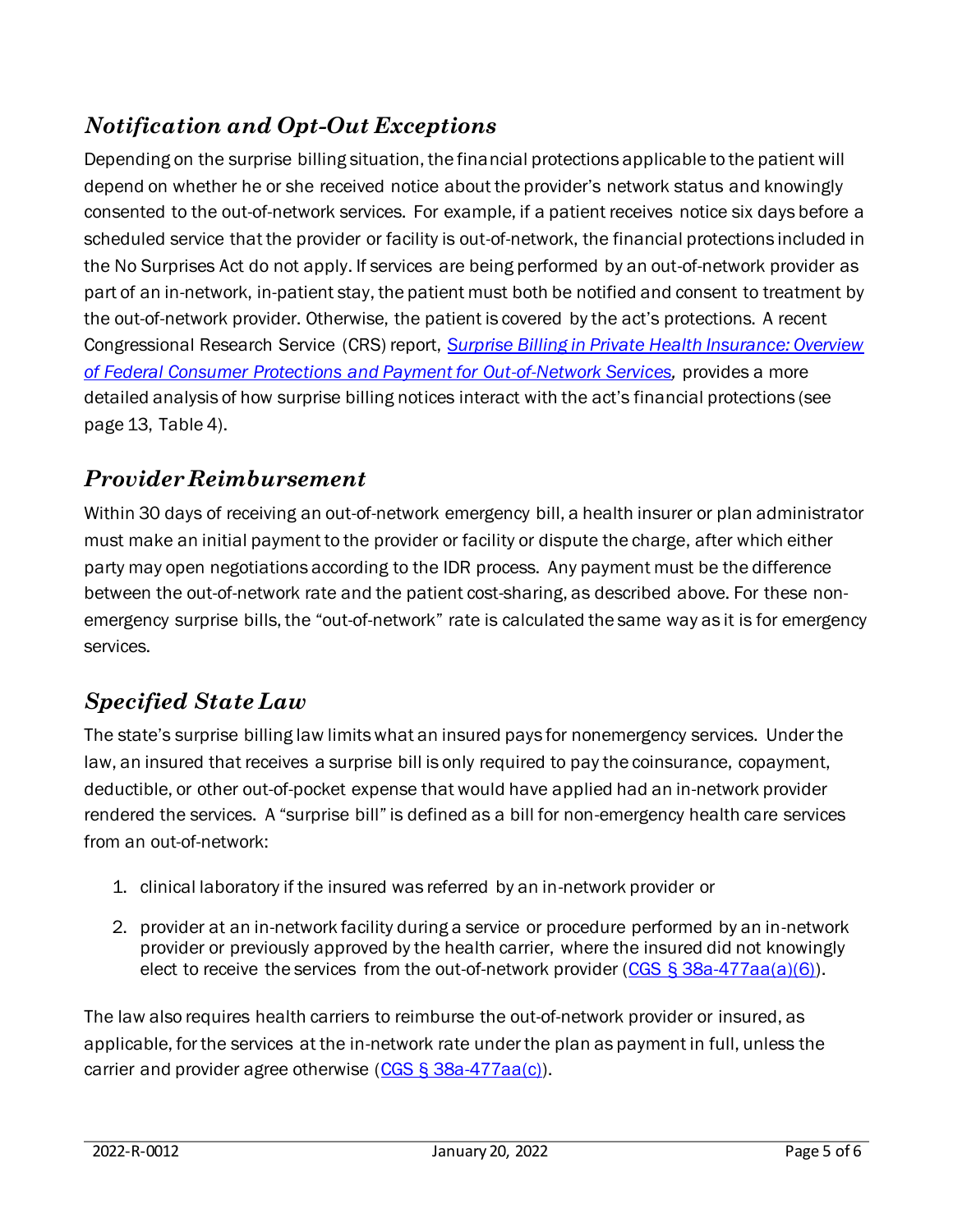## *Notification and Opt-Out Exceptions*

Depending on the surprise billing situation, the financial protections applicable to the patient will depend on whether he or she received notice about the provider's network status and knowingly consented to the out-of-network services. For example, if a patient receives notice six days before a scheduled service that the provider or facility is out-of-network, the financial protections included in the No Surprises Act do not apply. If services are being performed by an out-of-network provider as part of an in-network, in-patient stay, the patient must both be notified and consent to treatment by the out-of-network provider. Otherwise, the patient is covered by the act's protections. A recent Congressional Research Service (CRS) report, *Surprise Billing in Private Health Insurance: Overview of Federal Consumer Protections and Payment for Out-of-Network Services,* provides a more detailed analysis of how surprise billing notices interact with the act's financial protections (see page 13, Table 4).

## *Provider Reimbursement*

Within 30 days of receiving an out-of-network emergency bill, a health insurer or plan administrator must make an initial payment to the provider or facility or dispute the charge, after which either party may open negotiations according to the IDR process. Any payment must be the difference between the out-of-network rate and the patient cost-sharing, as described above. For these non-emergency surprise bills, the "out-of-network" rate is calculated the same way as it is for emergency services.

## *Specified State Law*

The state's surprise billing law limits what an insured pays for nonemergency services. Under the law, an insured that receives a surprise bill is only required to pay the coinsurance, copayment, deductible, or other out-of-pocket expense that would have applied had an in-network provider rendered the services. A "surprise bill" is defined as a bill for non-emergency health care services from an out-of-network:

1. clinical laboratory if the insured was referred by an in-network provider or
2. provider at an in-network facility during a service or procedure performed by an in-network provider or previously approved by the health carrier, where the insured did not knowingly elect to receive the services from the out-of-network provider (CGS § 38a-477aa(a)(6)).

The law also requires health carriers to reimburse the out-of-network provider or insured, as applicable, for the services at the in-network rate under the plan as payment in full, unless the carrier and provider agree otherwise (CGS § 38a-477aa(c)).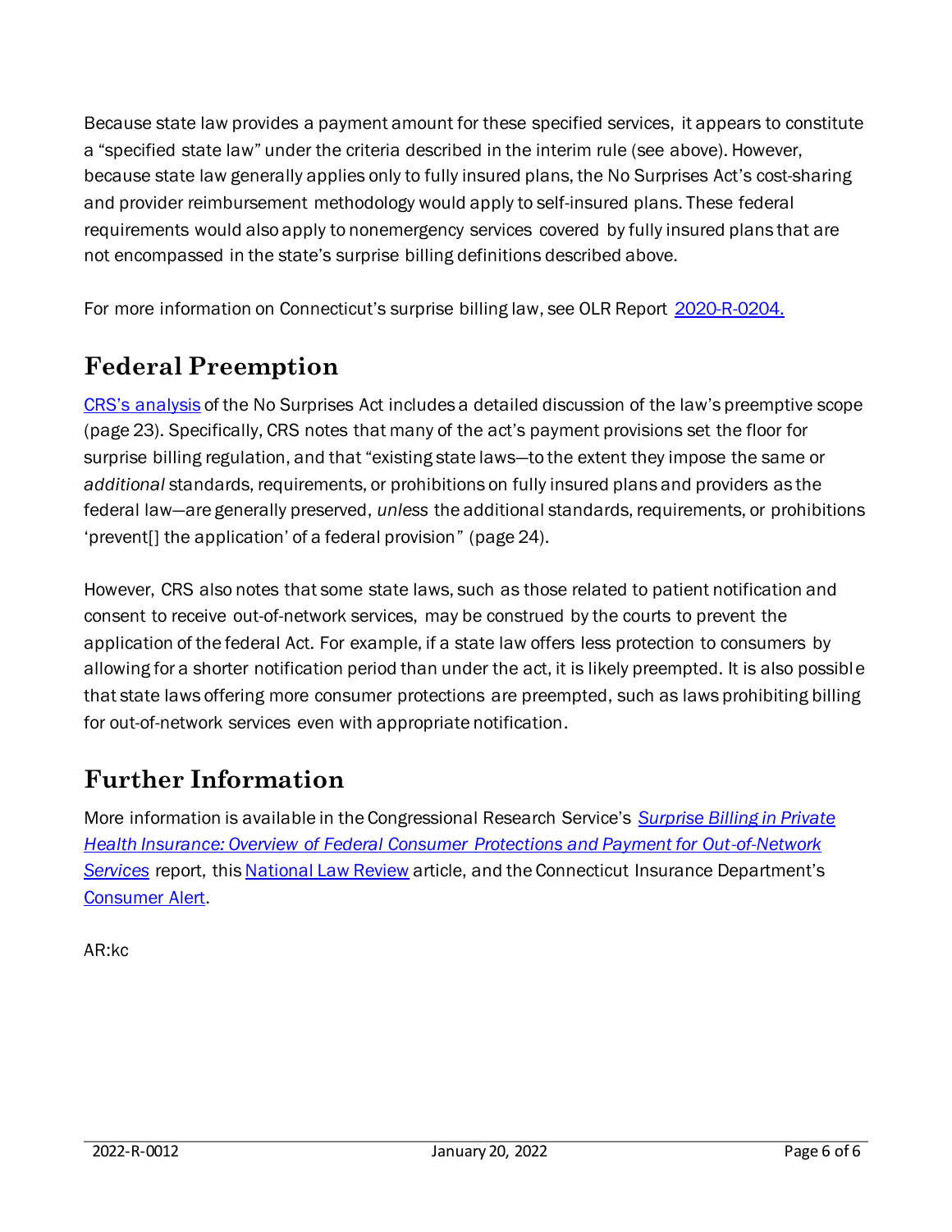Because state law provides a payment amount for these specified services, it appears to constitute a "specified state law" under the criteria described in the interim rule (see above). However, because state law generally applies only to fully insured plans, the No Surprises Act's cost-sharing and provider reimbursement methodology would apply to self-insured plans. These federal requirements would also apply to nonemergency services covered by fully insured plans that are not encompassed in the state's surprise billing definitions described above.

For more information on Connecticut's surprise billing law, see OLR Report [2020-R-0204.]()

## Federal Preemption

[CRS's analysis]() of the No Surprises Act includes a detailed discussion of the law's preemptive scope (page 23). Specifically, CRS notes that many of the act's payment provisions set the floor for surprise billing regulation, and that "existing state laws—to the extent they impose the same or *additional* standards, requirements, or prohibitions on fully insured plans and providers as the federal law—are generally preserved, *unless* the additional standards, requirements, or prohibitions 'prevent[] the application' of a federal provision" (page 24).

However, CRS also notes that some state laws, such as those related to patient notification and consent to receive out-of-network services, may be construed by the courts to prevent the application of the federal Act. For example, if a state law offers less protection to consumers by allowing for a shorter notification period than under the act, it is likely preempted. It is also possible that state laws offering more consumer protections are preempted, such as laws prohibiting billing for out-of-network services even with appropriate notification.

## Further Information

More information is available in the Congressional Research Service's [*Surprise Billing in Private Health Insurance: Overview of Federal Consumer Protections and Payment for Out-of-Network Services*]() report, this [National Law Review]() article, and the Connecticut Insurance Department's [Consumer Alert]().

AR:kc